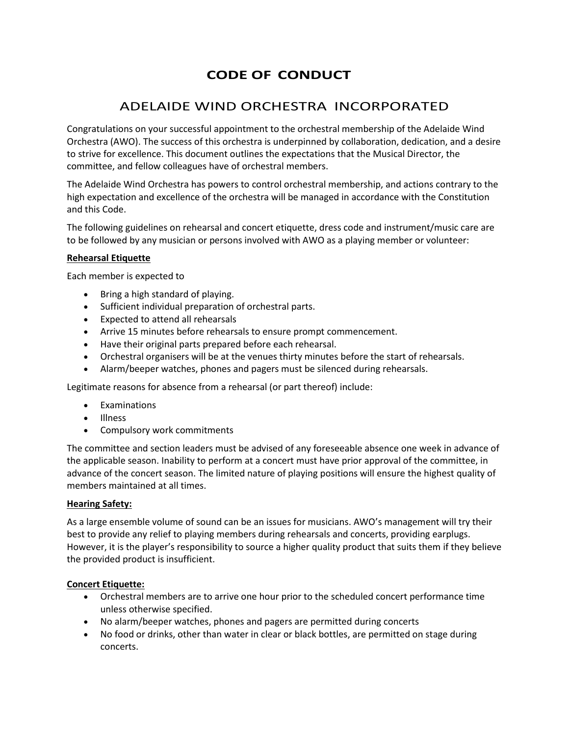# CODE OF CONDUCT

## ADELAIDE WIND ORCHESTRA INCORPORATED

Congratulations on your successful appointment to the orchestral membership of the Adelaide Wind Orchestra (AWO). The success of this orchestra is underpinned by collaboration, dedication, and a desire to strive for excellence. This document outlines the expectations that the Musical Director, the committee, and fellow colleagues have of orchestral members.

The Adelaide Wind Orchestra has powers to control orchestral membership, and actions contrary to the high expectation and excellence of the orchestra will be managed in accordance with the Constitution and this Code.

The following guidelines on rehearsal and concert etiquette, dress code and instrument/music care are to be followed by any musician or persons involved with AWO as a playing member or volunteer:

**Rehearsal Etiquette**

Each member is expected to

- Bring a high standard of playing.
- Sufficient individual preparation of orchestral parts.
- Expected to attend all rehearsals
- Arrive 15 minutes before rehearsals to ensure prompt commencement.
- Have their original parts prepared before each rehearsal.
- Orchestral organisers will be at the venues thirty minutes before the start of rehearsals.
- Alarm/beeper watches, phones and pagers must be silenced during rehearsals.

Legitimate reasons for absence from a rehearsal (or part thereof) include:

- Examinations
- Illness
- Compulsory work commitments

The committee and section leaders must be advised of any foreseeable absence one week in advance of the applicable season. Inability to perform at a concert must have prior approval of the committee, in advance of the concert season. The limited nature of playing positions will ensure the highest quality of members maintained at all times.

**Hearing Safety:**

As a large ensemble volume of sound can be an issues for musicians. AWO's management will try their best to provide any relief to playing members during rehearsals and concerts, providing earplugs. However, it is the player's responsibility to source a higher quality product that suits them if they believe the provided product is insufficient.

**Concert Etiquette:**

- Orchestral members are to arrive one hour prior to the scheduled concert performance time unless otherwise specified.
- No alarm/beeper watches, phones and pagers are permitted during concerts
- No food or drinks, other than water in clear or black bottles, are permitted on stage during concerts.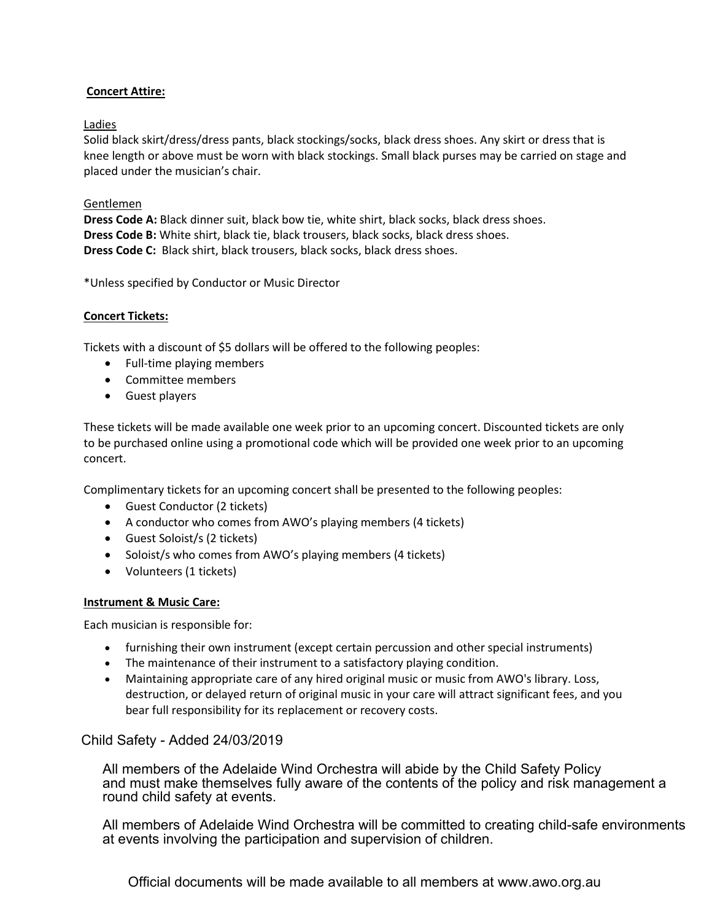**Concert Attire:**

Ladies

Solid black skirt/dress/dress pants, black stockings/socks, black dress shoes. Any skirt or dress that is knee length or above must be worn with black stockings. Small black purses may be carried on stage and placed under the musician's chair.

Gentlemen

**Dress Code A:** Black dinner suit, black bow tie, white shirt, black socks, black dress shoes.
**Dress Code B:** White shirt, black tie, black trousers, black socks, black dress shoes.
**Dress Code C:** Black shirt, black trousers, black socks, black dress shoes.

*Unless specified by Conductor or Music Director

**Concert Tickets:**

Tickets with a discount of $5 dollars will be offered to the following peoples:

- Full-time playing members
- Committee members
- Guest players

These tickets will be made available one week prior to an upcoming concert. Discounted tickets are only to be purchased online using a promotional code which will be provided one week prior to an upcoming concert.

Complimentary tickets for an upcoming concert shall be presented to the following peoples:

- Guest Conductor (2 tickets)
- A conductor who comes from AWO's playing members (4 tickets)
- Guest Soloist/s (2 tickets)
- Soloist/s who comes from AWO's playing members (4 tickets)
- Volunteers (1 tickets)

**Instrument & Music Care:**

Each musician is responsible for:

- furnishing their own instrument (except certain percussion and other special instruments)
- The maintenance of their instrument to a satisfactory playing condition.
- Maintaining appropriate care of any hired original music or music from AWO's library. Loss, destruction, or delayed return of original music in your care will attract significant fees, and you bear full responsibility for its replacement or recovery costs.

Child Safety - Added 24/03/2019

All members of the Adelaide Wind Orchestra will abide by the Child Safety Policy and must make themselves fully aware of the contents of the policy and risk management a round child safety at events.

All members of Adelaide Wind Orchestra will be committed to creating child-safe environments at events involving the participation and supervision of children.

Official documents will be made available to all members at www.awo.org.au